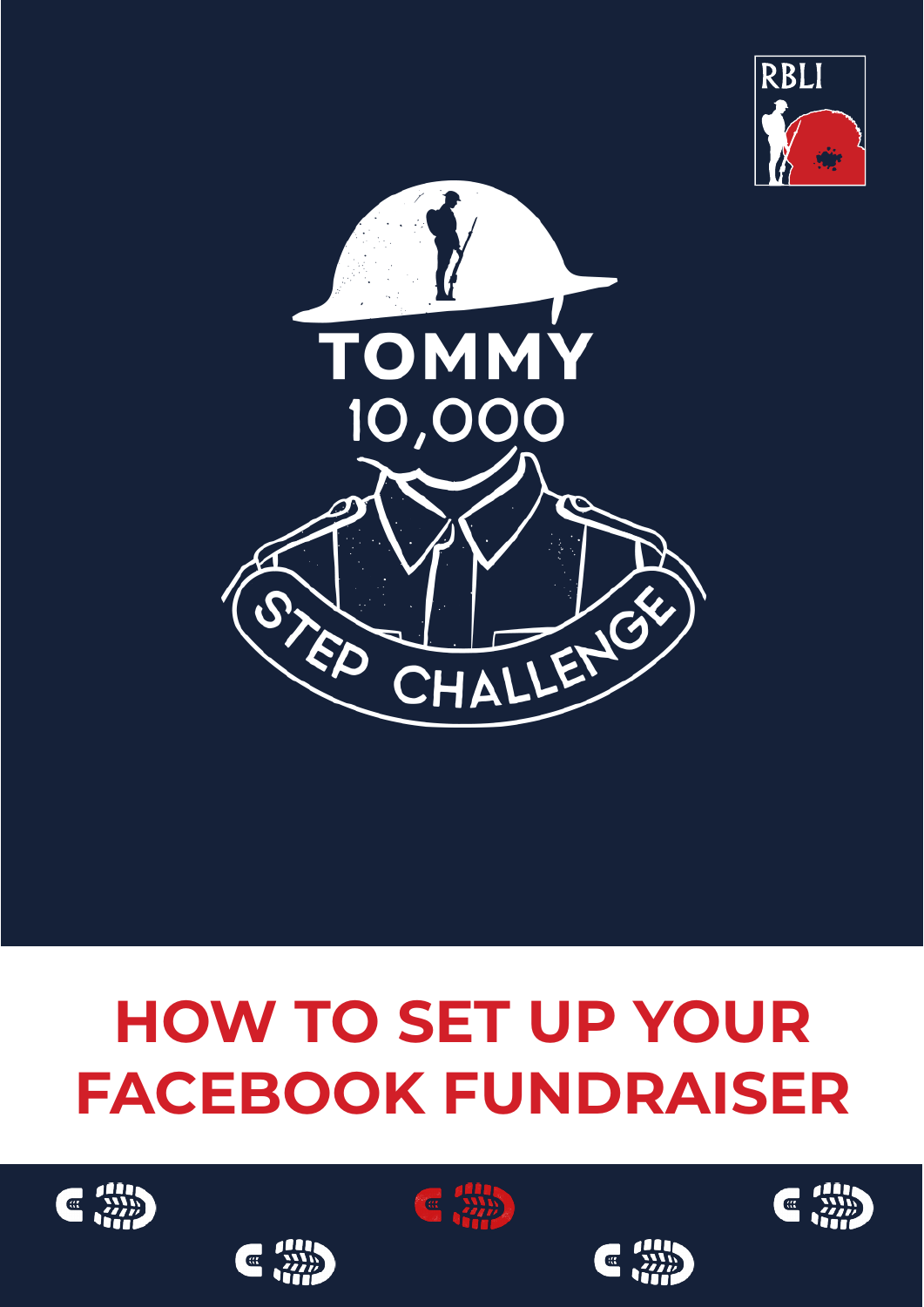RBLI

TOMMY 10,000 STEP CHALLENGE

# HOW TO SET UP YOUR FACEBOOK FUNDRAISER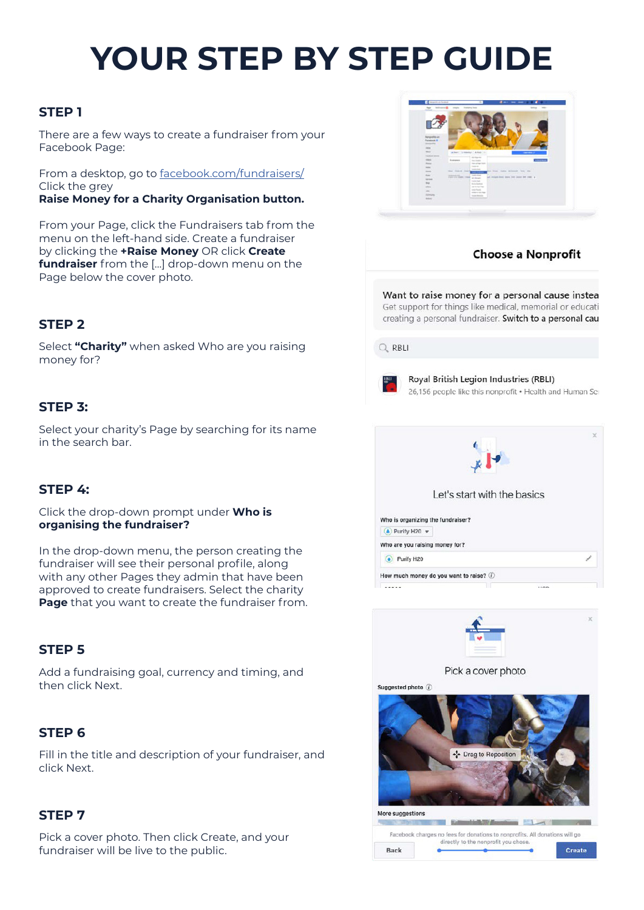# YOUR STEP BY STEP GUIDE

## STEP 1

There are a few ways to create a fundraiser from your Facebook Page:

From a desktop, go to facebook.com/fundraisers/
Click the grey
**Raise Money for a Charity Organisation button.**

From your Page, click the Fundraisers tab from the menu on the left-hand side. Create a fundraiser by clicking the **+Raise Money** OR click **Create fundraiser** from the [...] drop-down menu on the Page below the cover photo.

## STEP 2

Select **"Charity"** when asked Who are you raising money for?

## STEP 3:

Select your charity's Page by searching for its name in the search bar.

## STEP 4:

Click the drop-down prompt under **Who is organising the fundraiser?**

In the drop-down menu, the person creating the fundraiser will see their personal profile, along with any other Pages they admin that have been approved to create fundraisers. Select the charity **Page** that you want to create the fundraiser from.

## STEP 5

Add a fundraising goal, currency and timing, and then click Next.

## STEP 6

Fill in the title and description of your fundraiser, and click Next.

## STEP 7

Pick a cover photo. Then click Create, and your fundraiser will be live to the public.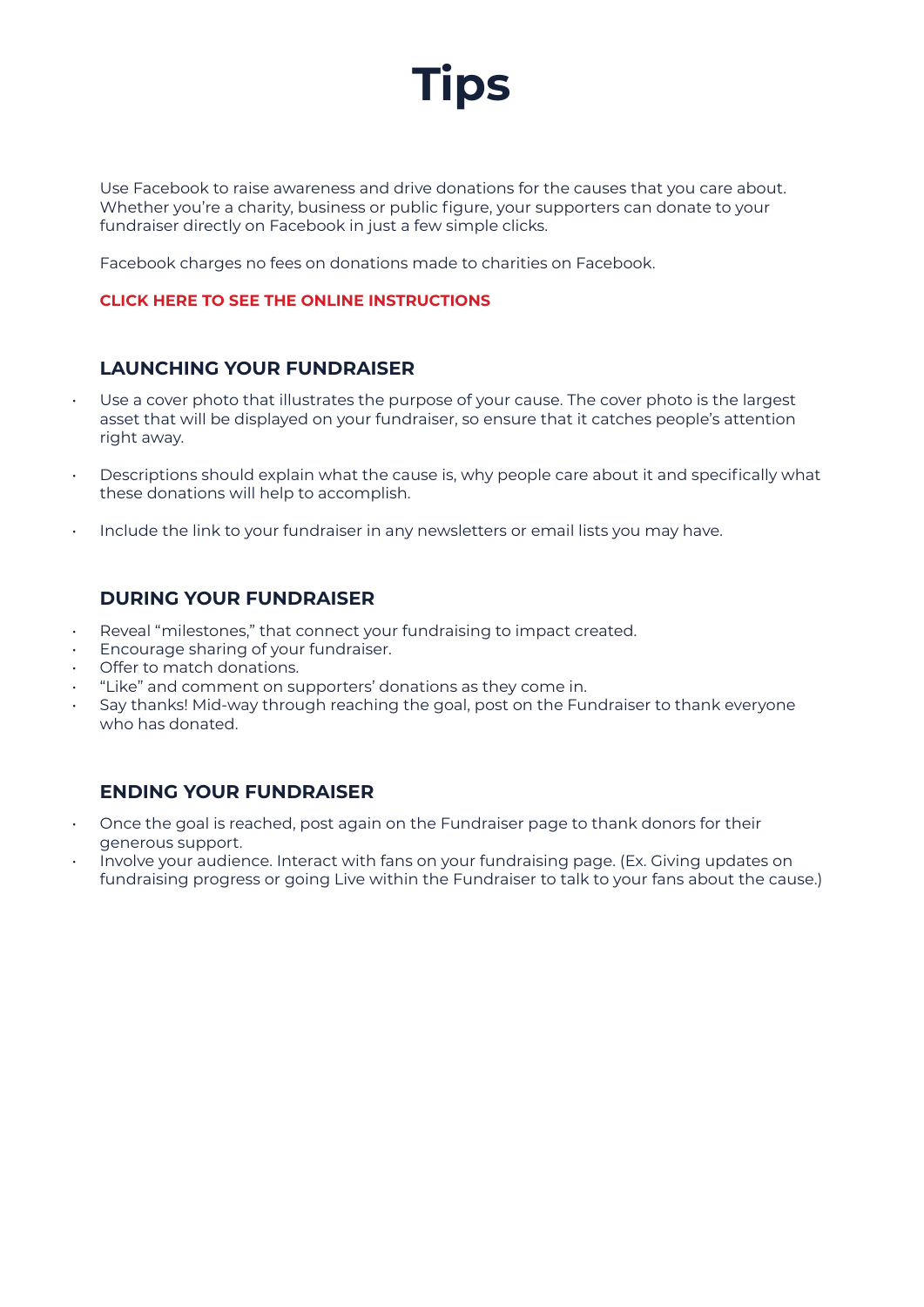# Tips

Use Facebook to raise awareness and drive donations for the causes that you care about. Whether you're a charity, business or public figure, your supporters can donate to your fundraiser directly on Facebook in just a few simple clicks.

Facebook charges no fees on donations made to charities on Facebook.

**CLICK HERE TO SEE THE ONLINE INSTRUCTIONS**

## LAUNCHING YOUR FUNDRAISER

- Use a cover photo that illustrates the purpose of your cause. The cover photo is the largest asset that will be displayed on your fundraiser, so ensure that it catches people's attention right away.
- Descriptions should explain what the cause is, why people care about it and specifically what these donations will help to accomplish.
- Include the link to your fundraiser in any newsletters or email lists you may have.

## DURING YOUR FUNDRAISER

- Reveal "milestones," that connect your fundraising to impact created.
- Encourage sharing of your fundraiser.
- Offer to match donations.
- "Like" and comment on supporters' donations as they come in.
- Say thanks! Mid-way through reaching the goal, post on the Fundraiser to thank everyone who has donated.

## ENDING YOUR FUNDRAISER

- Once the goal is reached, post again on the Fundraiser page to thank donors for their generous support.
- Involve your audience. Interact with fans on your fundraising page. (Ex. Giving updates on fundraising progress or going Live within the Fundraiser to talk to your fans about the cause.)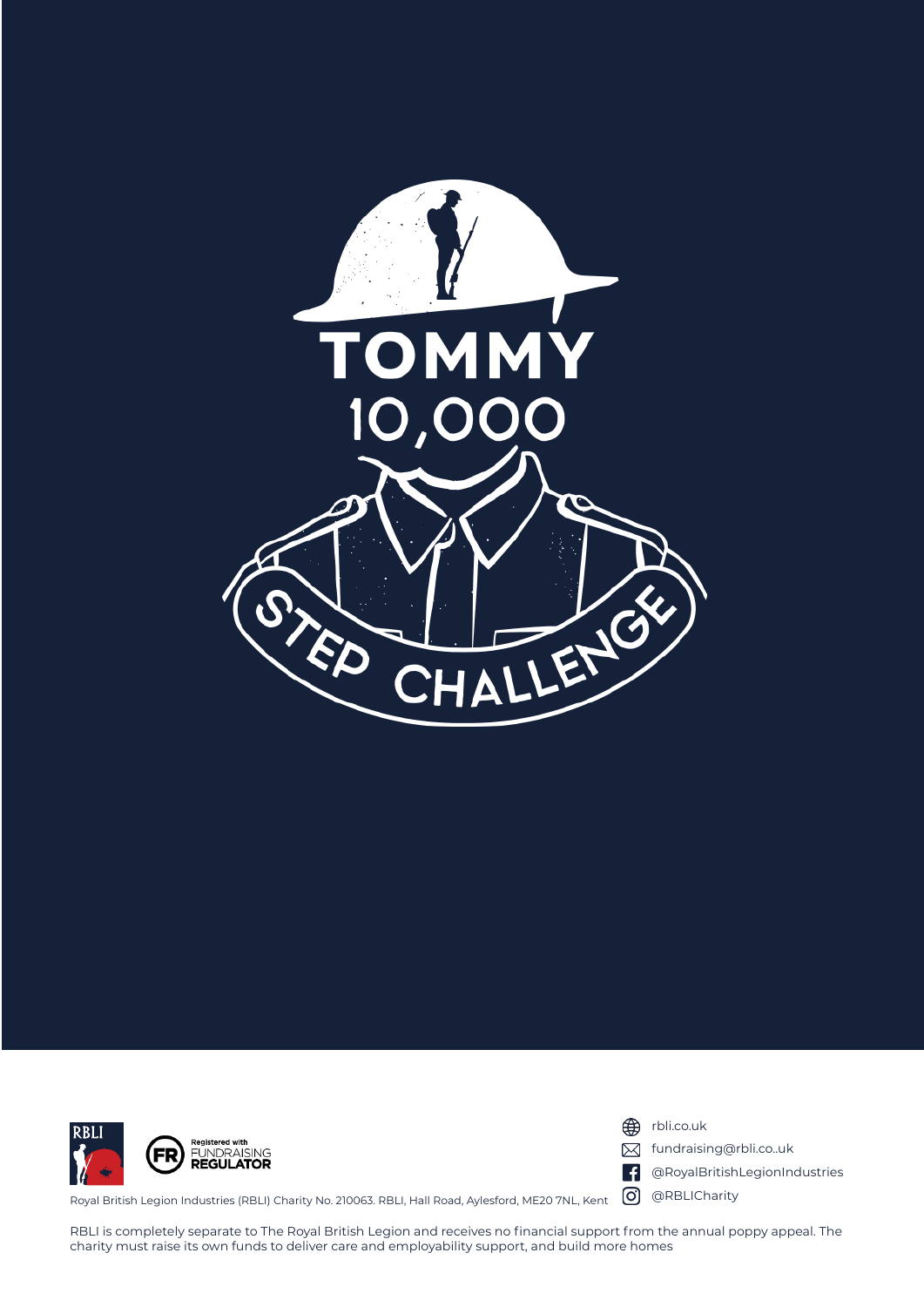# TOMMY 10,000 STEP CHALLENGE

RBLI

Registered with FUNDRAISING REGULATOR

Royal British Legion Industries (RBLI) Charity No. 210063. RBLI, Hall Road, Aylesford, ME20 7NL, Kent

rbli.co.uk

fundraising@rbli.co..uk

@RoyalBritishLegionIndustries

@RBLICharity

RBLI is completely separate to The Royal British Legion and receives no financial support from the annual poppy appeal. The charity must raise its own funds to deliver care and employability support, and build more homes